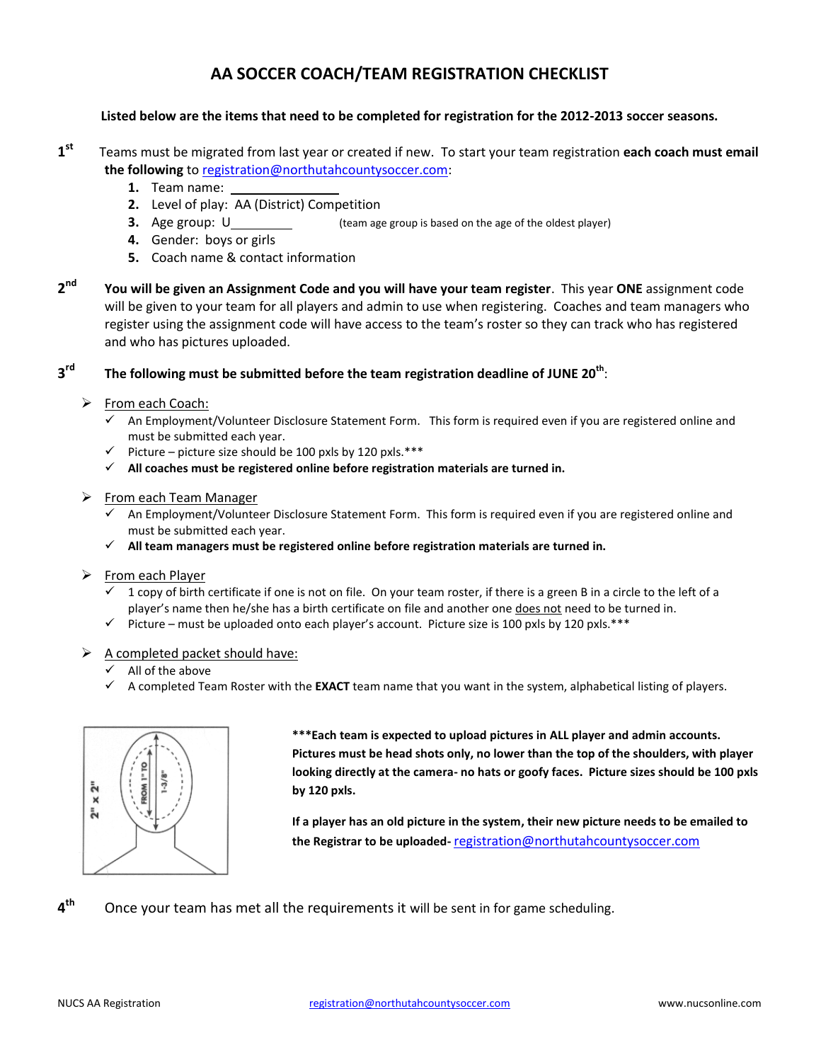# AA SOCCER COACH/TEAM REGISTRATION CHECKLIST

**Listed below are the items that need to be completed for registration for the 2012-2013 soccer seasons.**

**1st** Teams must be migrated from last year or created if new. To start your team registration **each coach must email the following** to registration@northutahcountysoccer.com:

1. Team name: ________________
2. Level of play: AA (District) Competition
3. Age group: U_________ (team age group is based on the age of the oldest player)
4. Gender: boys or girls
5. Coach name & contact information

**2nd** **You will be given an Assignment Code and you will have your team register**. This year **ONE** assignment code will be given to your team for all players and admin to use when registering. Coaches and team managers who register using the assignment code will have access to the team's roster so they can track who has registered and who has pictures uploaded.

**3rd** **The following must be submitted before the team registration deadline of JUNE 20th:**

- From each Coach:
  - ✓ An Employment/Volunteer Disclosure Statement Form. This form is required even if you are registered online and must be submitted each year.
  - ✓ Picture – picture size should be 100 pxls by 120 pxls.***
  - ✓ **All coaches must be registered online before registration materials are turned in.**
- From each Team Manager
  - ✓ An Employment/Volunteer Disclosure Statement Form. This form is required even if you are registered online and must be submitted each year.
  - ✓ **All team managers must be registered online before registration materials are turned in.**
- From each Player
  - ✓ 1 copy of birth certificate if one is not on file. On your team roster, if there is a green B in a circle to the left of a player's name then he/she has a birth certificate on file and another one does not need to be turned in.
  - ✓ Picture – must be uploaded onto each player's account. Picture size is 100 pxls by 120 pxls.***
- A completed packet should have:
  - ✓ All of the above
  - ✓ A completed Team Roster with the **EXACT** team name that you want in the system, alphabetical listing of players.

2" x 2" — FROM 1" TO 1-3/8"

**\*\*\*Each team is expected to upload pictures in ALL player and admin accounts. Pictures must be head shots only, no lower than the top of the shoulders, with player looking directly at the camera- no hats or goofy faces. Picture sizes should be 100 pxls by 120 pxls.**

**If a player has an old picture in the system, their new picture needs to be emailed to the Registrar to be uploaded-** registration@northutahcountysoccer.com

**4th** Once your team has met all the requirements it will be sent in for game scheduling.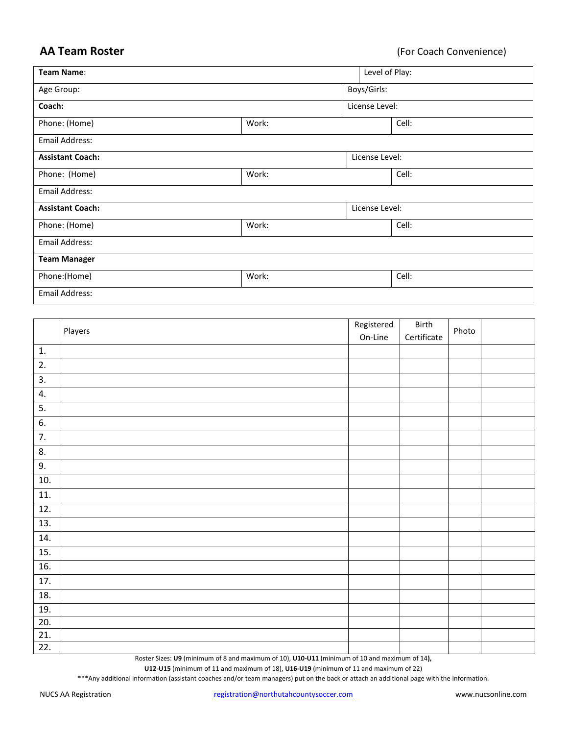## AA Team Roster

(For Coach Convenience)

| **Team Name**: | | Level of Play: |
|---|---|---|
| Age Group: | | Boys/Girls: |
| **Coach:** | | License Level: |
| Phone: (Home) | Work: | Cell: |
| Email Address: | | |
| **Assistant Coach:** | | License Level: |
| Phone: (Home) | Work: | Cell: |
| Email Address: | | |
| **Assistant Coach:** | | License Level: |
| Phone: (Home) | Work: | Cell: |
| Email Address: | | |
| **Team Manager** | | |
| Phone:(Home) | Work: | Cell: |
| Email Address: | | |

| | Players | Registered On-Line | Birth Certificate | Photo | |
|---|---|---|---|---|---|
| 1. | | | | | |
| 2. | | | | | |
| 3. | | | | | |
| 4. | | | | | |
| 5. | | | | | |
| 6. | | | | | |
| 7. | | | | | |
| 8. | | | | | |
| 9. | | | | | |
| 10. | | | | | |
| 11. | | | | | |
| 12. | | | | | |
| 13. | | | | | |
| 14. | | | | | |
| 15. | | | | | |
| 16. | | | | | |
| 17. | | | | | |
| 18. | | | | | |
| 19. | | | | | |
| 20. | | | | | |
| 21. | | | | | |
| 22. | | | | | |

Roster Sizes: **U9** (minimum of 8 and maximum of 10), **U10-U11** (minimum of 10 and maximum of 14**),** **U12-U15** (minimum of 11 and maximum of 18), **U16-U19** (minimum of 11 and maximum of 22)

***Any additional information (assistant coaches and/or team managers) put on the back or attach an additional page with the information.

NUCS AA Registration registration@northutahcountysoccer.com www.nucsonline.com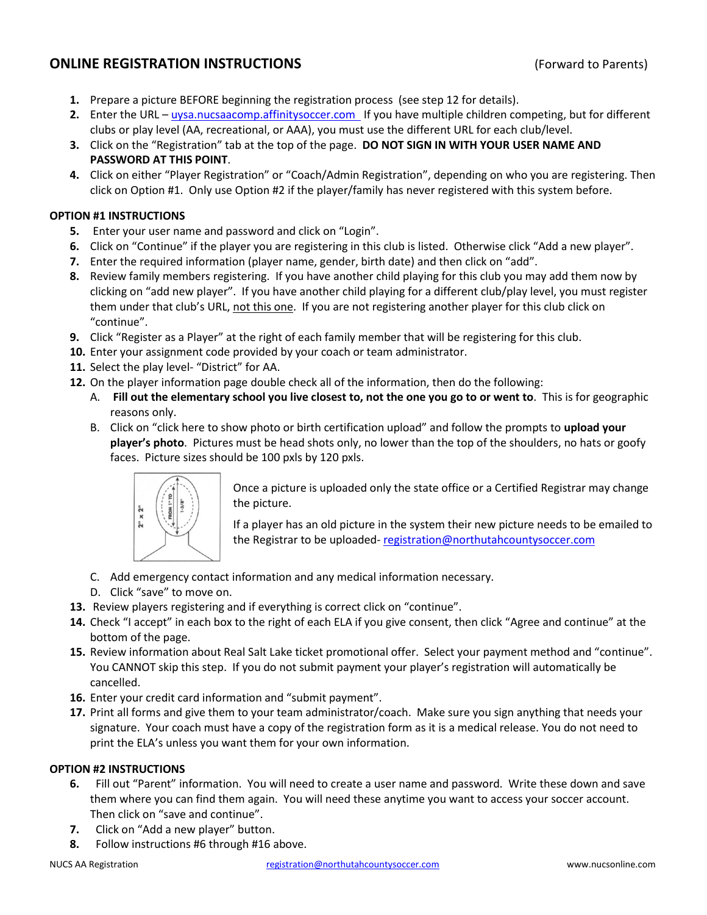## ONLINE REGISTRATION INSTRUCTIONS (Forward to Parents)

1. Prepare a picture BEFORE beginning the registration process (see step 12 for details).
2. Enter the URL – uysa.nucsaacomp.affinitysoccer.com If you have multiple children competing, but for different clubs or play level (AA, recreational, or AAA), you must use the different URL for each club/level.
3. Click on the "Registration" tab at the top of the page. **DO NOT SIGN IN WITH YOUR USER NAME AND PASSWORD AT THIS POINT**.
4. Click on either "Player Registration" or "Coach/Admin Registration", depending on who you are registering. Then click on Option #1. Only use Option #2 if the player/family has never registered with this system before.

**OPTION #1 INSTRUCTIONS**

5. Enter your user name and password and click on "Login".
6. Click on "Continue" if the player you are registering in this club is listed. Otherwise click "Add a new player".
7. Enter the required information (player name, gender, birth date) and then click on "add".
8. Review family members registering. If you have another child playing for this club you may add them now by clicking on "add new player". If you have another child playing for a different club/play level, you must register them under that club's URL, not this one. If you are not registering another player for this club click on "continue".
9. Click "Register as a Player" at the right of each family member that will be registering for this club.
10. Enter your assignment code provided by your coach or team administrator.
11. Select the play level- "District" for AA.
12. On the player information page double check all of the information, then do the following:
    A. **Fill out the elementary school you live closest to, not the one you go to or went to**. This is for geographic reasons only.
    B. Click on "click here to show photo or birth certification upload" and follow the prompts to **upload your player's photo**. Pictures must be head shots only, no lower than the top of the shoulders, no hats or goofy faces. Picture sizes should be 100 pxls by 120 pxls.

       Once a picture is uploaded only the state office or a Certified Registrar may change the picture.

       If a player has an old picture in the system their new picture needs to be emailed to the Registrar to be uploaded- registration@northutahcountysoccer.com

    C. Add emergency contact information and any medical information necessary.
    D. Click "save" to move on.
13. Review players registering and if everything is correct click on "continue".
14. Check "I accept" in each box to the right of each ELA if you give consent, then click "Agree and continue" at the bottom of the page.
15. Review information about Real Salt Lake ticket promotional offer. Select your payment method and "continue". You CANNOT skip this step. If you do not submit payment your player's registration will automatically be cancelled.
16. Enter your credit card information and "submit payment".
17. Print all forms and give them to your team administrator/coach. Make sure you sign anything that needs your signature. Your coach must have a copy of the registration form as it is a medical release. You do not need to print the ELA's unless you want them for your own information.

**OPTION #2 INSTRUCTIONS**

6. Fill out "Parent" information. You will need to create a user name and password. Write these down and save them where you can find them again. You will need these anytime you want to access your soccer account. Then click on "save and continue".
7. Click on "Add a new player" button.
8. Follow instructions #6 through #16 above.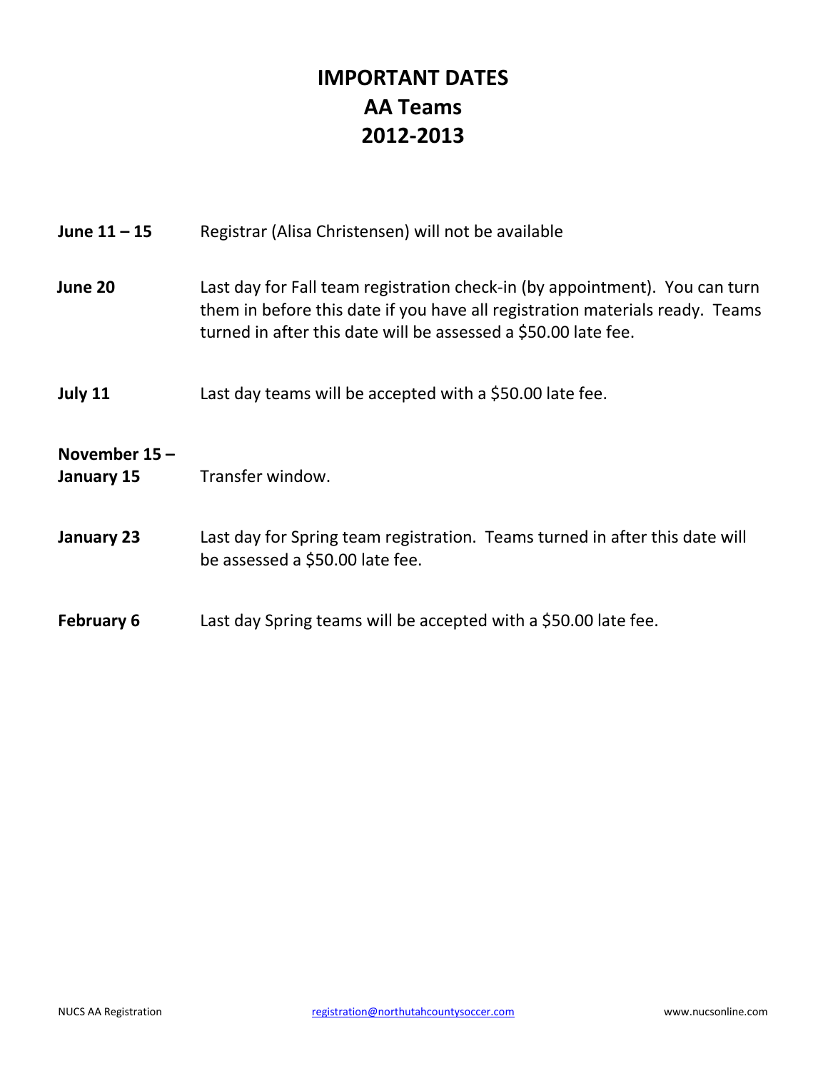# IMPORTANT DATES
# AA Teams
# 2012-2013

**June 11 – 15** Registrar (Alisa Christensen) will not be available

**June 20** Last day for Fall team registration check-in (by appointment). You can turn them in before this date if you have all registration materials ready. Teams turned in after this date will be assessed a $50.00 late fee.

**July 11** Last day teams will be accepted with a $50.00 late fee.

**November 15 – January 15** Transfer window.

**January 23** Last day for Spring team registration. Teams turned in after this date will be assessed a $50.00 late fee.

**February 6** Last day Spring teams will be accepted with a $50.00 late fee.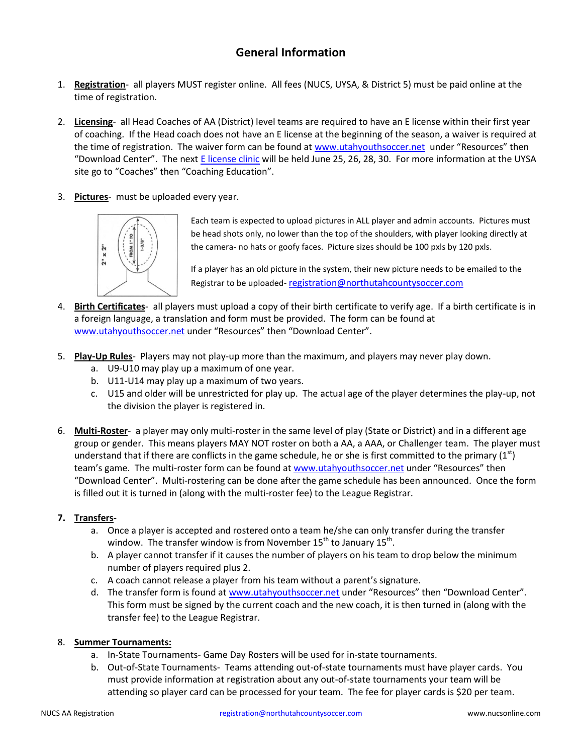# General Information

1. **Registration**- all players MUST register online. All fees (NUCS, UYSA, & District 5) must be paid online at the time of registration.

2. **Licensing**- all Head Coaches of AA (District) level teams are required to have an E license within their first year of coaching. If the Head coach does not have an E license at the beginning of the season, a waiver is required at the time of registration. The waiver form can be found at www.utahyouthsoccer.net under "Resources" then "Download Center". The next E license clinic will be held June 25, 26, 28, 30. For more information at the UYSA site go to "Coaches" then "Coaching Education".

3. **Pictures**- must be uploaded every year.

   Each team is expected to upload pictures in ALL player and admin accounts. Pictures must be head shots only, no lower than the top of the shoulders, with player looking directly at the camera- no hats or goofy faces. Picture sizes should be 100 pxls by 120 pxls.

   If a player has an old picture in the system, their new picture needs to be emailed to the Registrar to be uploaded- registration@northutahcountysoccer.com

4. **Birth Certificates**- all players must upload a copy of their birth certificate to verify age. If a birth certificate is in a foreign language, a translation and form must be provided. The form can be found at www.utahyouthsoccer.net under "Resources" then "Download Center".

5. **Play-Up Rules**- Players may not play-up more than the maximum, and players may never play down.
   a. U9-U10 may play up a maximum of one year.
   b. U11-U14 may play up a maximum of two years.
   c. U15 and older will be unrestricted for play up. The actual age of the player determines the play-up, not the division the player is registered in.

6. **Multi-Roster**- a player may only multi-roster in the same level of play (State or District) and in a different age group or gender. This means players MAY NOT roster on both a AA, a AAA, or Challenger team. The player must understand that if there are conflicts in the game schedule, he or she is first committed to the primary (1st) team's game. The multi-roster form can be found at www.utahyouthsoccer.net under "Resources" then "Download Center". Multi-rostering can be done after the game schedule has been announced. Once the form is filled out it is turned in (along with the multi-roster fee) to the League Registrar.

7. **Transfers-**
   a. Once a player is accepted and rostered onto a team he/she can only transfer during the transfer window. The transfer window is from November 15th to January 15th.
   b. A player cannot transfer if it causes the number of players on his team to drop below the minimum number of players required plus 2.
   c. A coach cannot release a player from his team without a parent's signature.
   d. The transfer form is found at www.utahyouthsoccer.net under "Resources" then "Download Center". This form must be signed by the current coach and the new coach, it is then turned in (along with the transfer fee) to the League Registrar.

8. **Summer Tournaments:**
   a. In-State Tournaments- Game Day Rosters will be used for in-state tournaments.
   b. Out-of-State Tournaments- Teams attending out-of-state tournaments must have player cards. You must provide information at registration about any out-of-state tournaments your team will be attending so player card can be processed for your team. The fee for player cards is $20 per team.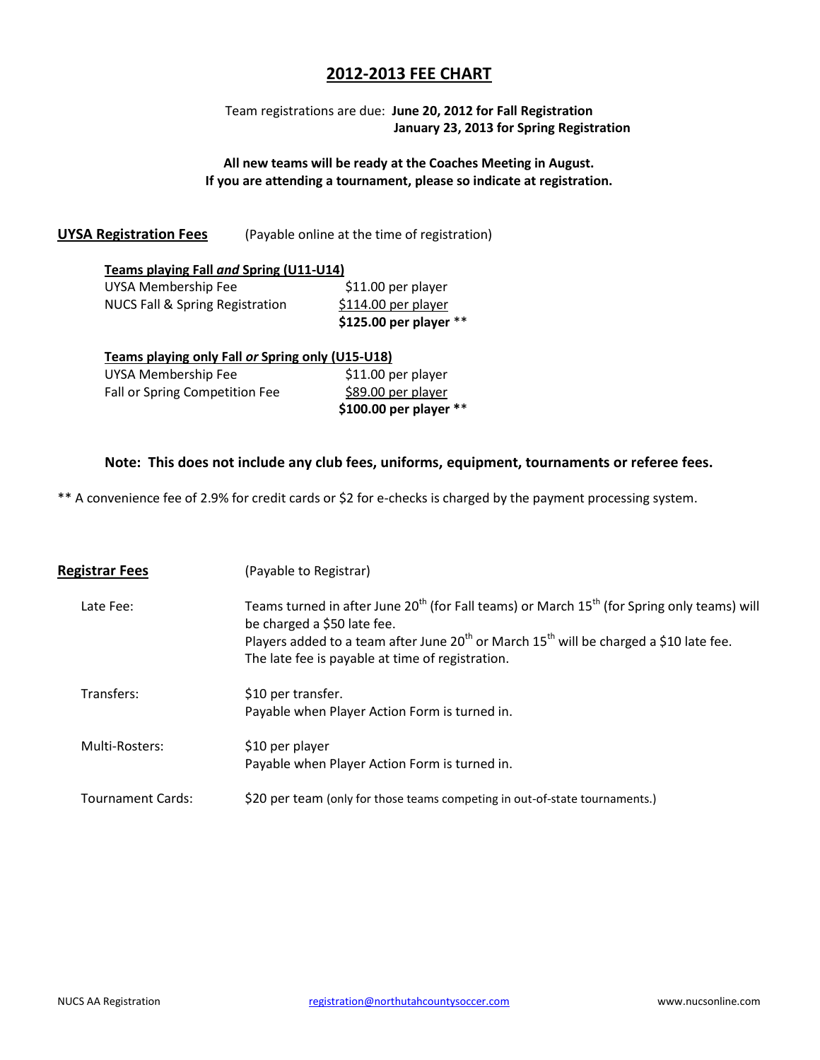# 2012-2013 FEE CHART

Team registrations are due: **June 20, 2012 for Fall Registration**
**January 23, 2013 for Spring Registration**

**All new teams will be ready at the Coaches Meeting in August.**
**If you are attending a tournament, please so indicate at registration.**

## UYSA Registration Fees

(Payable online at the time of registration)

**Teams playing Fall *and* Spring (U11-U14)**

| | |
|---|---|
| UYSA Membership Fee | $11.00 per player |
| NUCS Fall & Spring Registration | $114.00 per player |
| | **$125.00 per player** ** |

**Teams playing only Fall *or* Spring only (U15-U18)**

| | |
|---|---|
| UYSA Membership Fee | $11.00 per player |
| Fall or Spring Competition Fee | $89.00 per player |
| | **$100.00 per player** ** |

**Note: This does not include any club fees, uniforms, equipment, tournaments or referee fees.**

** A convenience fee of 2.9% for credit cards or $2 for e-checks is charged by the payment processing system.

## Registrar Fees

(Payable to Registrar)

| | |
|---|---|
| Late Fee: | Teams turned in after June 20th (for Fall teams) or March 15th (for Spring only teams) will be charged a $50 late fee. Players added to a team after June 20th or March 15th will be charged a $10 late fee. The late fee is payable at time of registration. |
| Transfers: | $10 per transfer. Payable when Player Action Form is turned in. |
| Multi-Rosters: | $10 per player. Payable when Player Action Form is turned in. |
| Tournament Cards: | $20 per team (only for those teams competing in out-of-state tournaments.) |

NUCS AA Registration registration@northutahcountysoccer.com www.nucsonline.com